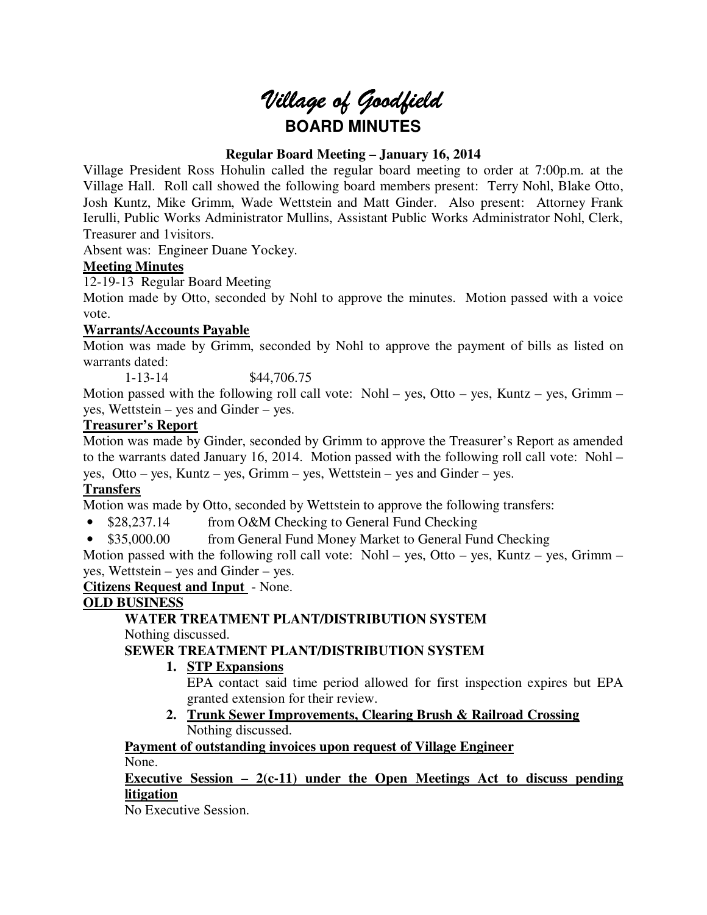# Village of Goodfield

## BOARD MINUTES

**Regular Board Meeting – January 16, 2014**

Village President Ross Hohulin called the regular board meeting to order at 7:00p.m. at the Village Hall. Roll call showed the following board members present: Terry Nohl, Blake Otto, Josh Kuntz, Mike Grimm, Wade Wettstein and Matt Ginder. Also present: Attorney Frank Ierulli, Public Works Administrator Mullins, Assistant Public Works Administrator Nohl, Clerk, Treasurer and 1visitors.

Absent was: Engineer Duane Yockey.

**Meeting Minutes**

12-19-13 Regular Board Meeting

Motion made by Otto, seconded by Nohl to approve the minutes. Motion passed with a voice vote.

**Warrants/Accounts Payable**

Motion was made by Grimm, seconded by Nohl to approve the payment of bills as listed on warrants dated:

1-13-14 $44,706.75

Motion passed with the following roll call vote: Nohl – yes, Otto – yes, Kuntz – yes, Grimm – yes, Wettstein – yes and Ginder – yes.

**Treasurer's Report**

Motion was made by Ginder, seconded by Grimm to approve the Treasurer's Report as amended to the warrants dated January 16, 2014. Motion passed with the following roll call vote: Nohl – yes, Otto – yes, Kuntz – yes, Grimm – yes, Wettstein – yes and Ginder – yes.

**Transfers**

Motion was made by Otto, seconded by Wettstein to approve the following transfers:

- $28,237.14 from O&M Checking to General Fund Checking
- $35,000.00 from General Fund Money Market to General Fund Checking

Motion passed with the following roll call vote: Nohl – yes, Otto – yes, Kuntz – yes, Grimm – yes, Wettstein – yes and Ginder – yes.

**Citizens Request and Input** - None.

**OLD BUSINESS**

**WATER TREATMENT PLANT/DISTRIBUTION SYSTEM**

Nothing discussed.

**SEWER TREATMENT PLANT/DISTRIBUTION SYSTEM**

1. **STP Expansions**
   EPA contact said time period allowed for first inspection expires but EPA granted extension for their review.
2. **Trunk Sewer Improvements, Clearing Brush & Railroad Crossing**
   Nothing discussed.

**Payment of outstanding invoices upon request of Village Engineer**

None.

**Executive Session – 2(c-11) under the Open Meetings Act to discuss pending litigation**

No Executive Session.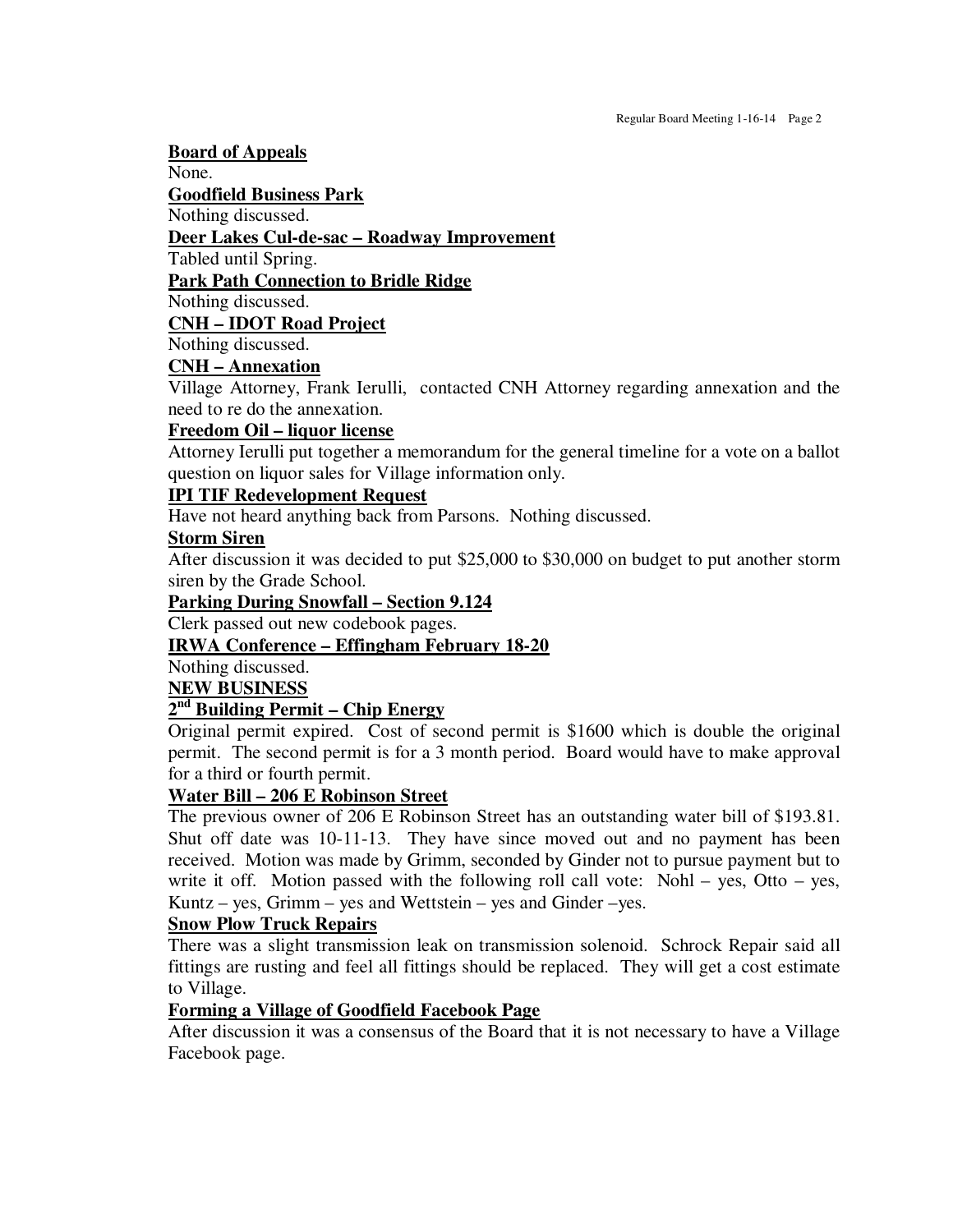**Board of Appeals**

None.

**Goodfield Business Park**

Nothing discussed.

**Deer Lakes Cul-de-sac – Roadway Improvement**

Tabled until Spring.

**Park Path Connection to Bridle Ridge**

Nothing discussed.

**CNH – IDOT Road Project**

Nothing discussed.

**CNH – Annexation**

Village Attorney, Frank Ierulli, contacted CNH Attorney regarding annexation and the need to re do the annexation.

**Freedom Oil – liquor license**

Attorney Ierulli put together a memorandum for the general timeline for a vote on a ballot question on liquor sales for Village information only.

**IPI TIF Redevelopment Request**

Have not heard anything back from Parsons. Nothing discussed.

**Storm Siren**

After discussion it was decided to put $25,000 to $30,000 on budget to put another storm siren by the Grade School.

**Parking During Snowfall – Section 9.124**

Clerk passed out new codebook pages.

**IRWA Conference – Effingham February 18-20**

Nothing discussed.

**NEW BUSINESS**

**2nd Building Permit – Chip Energy**

Original permit expired. Cost of second permit is $1600 which is double the original permit. The second permit is for a 3 month period. Board would have to make approval for a third or fourth permit.

**Water Bill – 206 E Robinson Street**

The previous owner of 206 E Robinson Street has an outstanding water bill of $193.81. Shut off date was 10-11-13. They have since moved out and no payment has been received. Motion was made by Grimm, seconded by Ginder not to pursue payment but to write it off. Motion passed with the following roll call vote: Nohl – yes, Otto – yes, Kuntz – yes, Grimm – yes and Wettstein – yes and Ginder –yes.

**Snow Plow Truck Repairs**

There was a slight transmission leak on transmission solenoid. Schrock Repair said all fittings are rusting and feel all fittings should be replaced. They will get a cost estimate to Village.

**Forming a Village of Goodfield Facebook Page**

After discussion it was a consensus of the Board that it is not necessary to have a Village Facebook page.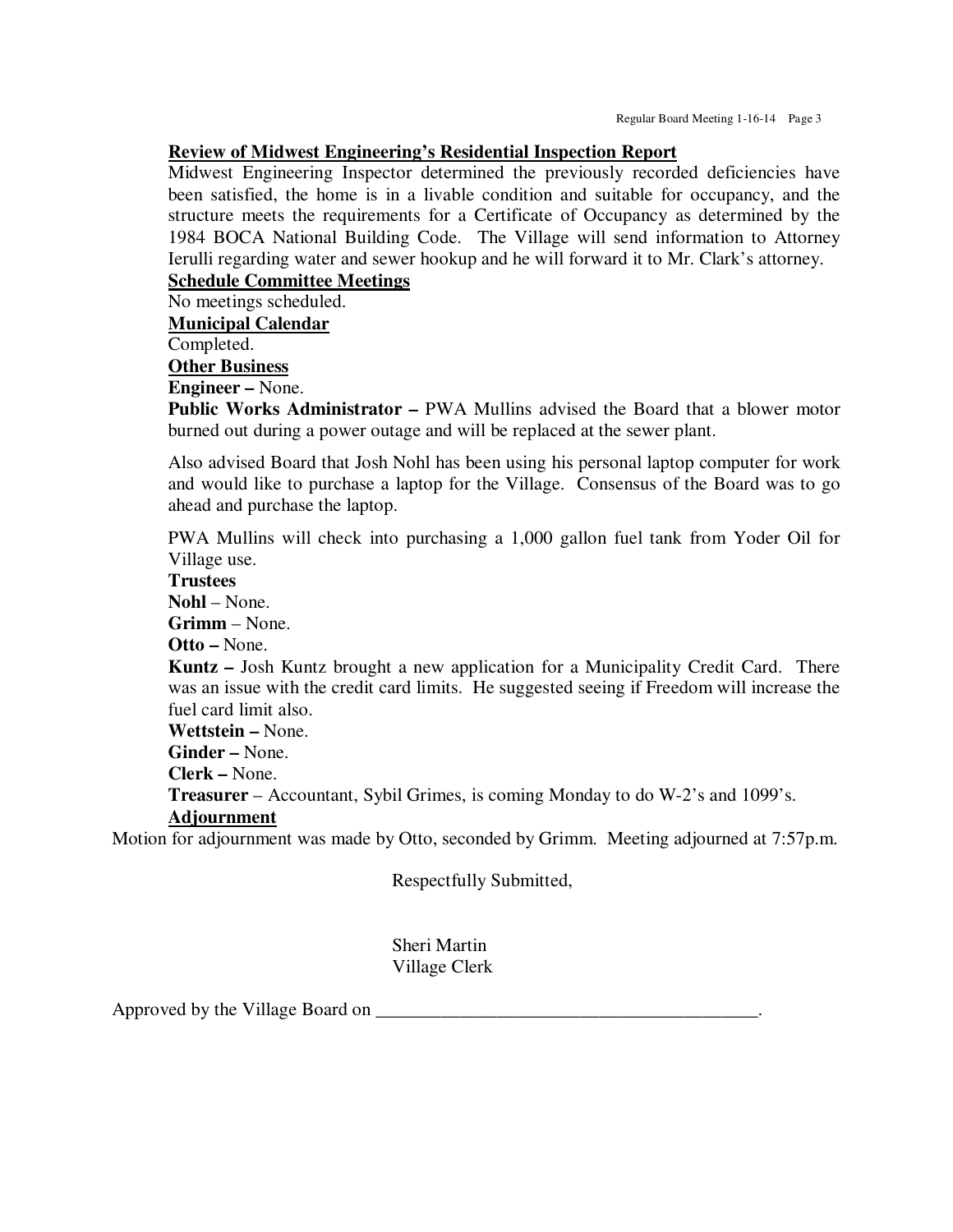**Review of Midwest Engineering's Residential Inspection Report**

Midwest Engineering Inspector determined the previously recorded deficiencies have been satisfied, the home is in a livable condition and suitable for occupancy, and the structure meets the requirements for a Certificate of Occupancy as determined by the 1984 BOCA National Building Code. The Village will send information to Attorney Ierulli regarding water and sewer hookup and he will forward it to Mr. Clark's attorney.

**Schedule Committee Meetings**

No meetings scheduled.

**Municipal Calendar**

Completed.

**Other Business**

**Engineer –** None.

**Public Works Administrator –** PWA Mullins advised the Board that a blower motor burned out during a power outage and will be replaced at the sewer plant.

Also advised Board that Josh Nohl has been using his personal laptop computer for work and would like to purchase a laptop for the Village. Consensus of the Board was to go ahead and purchase the laptop.

PWA Mullins will check into purchasing a 1,000 gallon fuel tank from Yoder Oil for Village use.

**Trustees**

**Nohl** – None.

**Grimm** – None.

**Otto –** None.

**Kuntz –** Josh Kuntz brought a new application for a Municipality Credit Card. There was an issue with the credit card limits. He suggested seeing if Freedom will increase the fuel card limit also.

**Wettstein –** None.

**Ginder –** None.

**Clerk –** None.

**Treasurer** – Accountant, Sybil Grimes, is coming Monday to do W-2's and 1099's.

**Adjournment**

Motion for adjournment was made by Otto, seconded by Grimm. Meeting adjourned at 7:57p.m.

Respectfully Submitted,

Sheri Martin
Village Clerk

Approved by the Village Board on ___________________________________________.